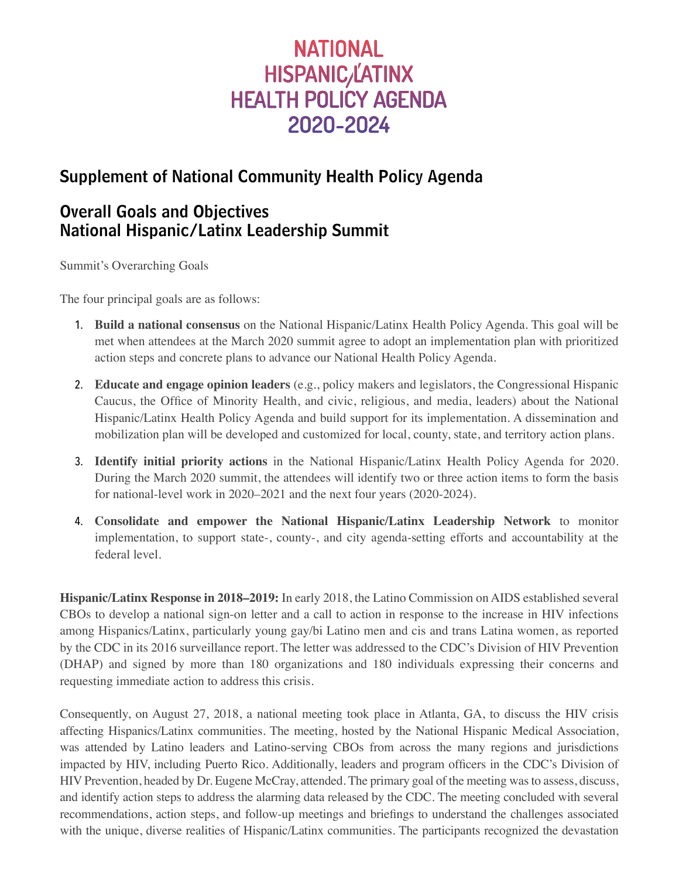# NATIONAL HISPANIC/LATINX HEALTH POLICY AGENDA 2020-2024

## Supplement of National Community Health Policy Agenda

## Overall Goals and Objectives National Hispanic/Latinx Leadership Summit

Summit's Overarching Goals

The four principal goals are as follows:

1. **Build a national consensus** on the National Hispanic/Latinx Health Policy Agenda. This goal will be met when attendees at the March 2020 summit agree to adopt an implementation plan with prioritized action steps and concrete plans to advance our National Health Policy Agenda.
2. **Educate and engage opinion leaders** (e.g., policy makers and legislators, the Congressional Hispanic Caucus, the Office of Minority Health, and civic, religious, and media, leaders) about the National Hispanic/Latinx Health Policy Agenda and build support for its implementation. A dissemination and mobilization plan will be developed and customized for local, county, state, and territory action plans.
3. **Identify initial priority actions** in the National Hispanic/Latinx Health Policy Agenda for 2020. During the March 2020 summit, the attendees will identify two or three action items to form the basis for national-level work in 2020–2021 and the next four years (2020-2024).
4. **Consolidate and empower the National Hispanic/Latinx Leadership Network** to monitor implementation, to support state-, county-, and city agenda-setting efforts and accountability at the federal level.

**Hispanic/Latinx Response in 2018–2019:** In early 2018, the Latino Commission on AIDS established several CBOs to develop a national sign-on letter and a call to action in response to the increase in HIV infections among Hispanics/Latinx, particularly young gay/bi Latino men and cis and trans Latina women, as reported by the CDC in its 2016 surveillance report. The letter was addressed to the CDC's Division of HIV Prevention (DHAP) and signed by more than 180 organizations and 180 individuals expressing their concerns and requesting immediate action to address this crisis.

Consequently, on August 27, 2018, a national meeting took place in Atlanta, GA, to discuss the HIV crisis affecting Hispanics/Latinx communities. The meeting, hosted by the National Hispanic Medical Association, was attended by Latino leaders and Latino-serving CBOs from across the many regions and jurisdictions impacted by HIV, including Puerto Rico. Additionally, leaders and program officers in the CDC's Division of HIV Prevention, headed by Dr. Eugene McCray, attended. The primary goal of the meeting was to assess, discuss, and identify action steps to address the alarming data released by the CDC. The meeting concluded with several recommendations, action steps, and follow-up meetings and briefings to understand the challenges associated with the unique, diverse realities of Hispanic/Latinx communities. The participants recognized the devastation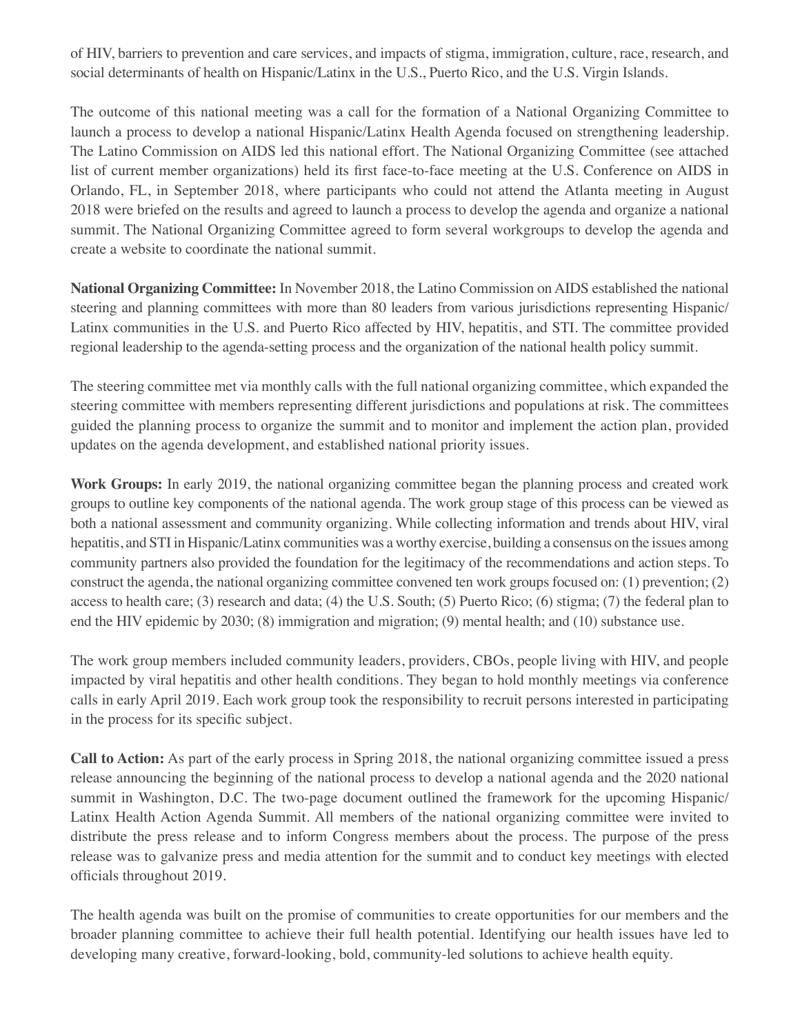of HIV, barriers to prevention and care services, and impacts of stigma, immigration, culture, race, research, and social determinants of health on Hispanic/Latinx in the U.S., Puerto Rico, and the U.S. Virgin Islands.

The outcome of this national meeting was a call for the formation of a National Organizing Committee to launch a process to develop a national Hispanic/Latinx Health Agenda focused on strengthening leadership. The Latino Commission on AIDS led this national effort. The National Organizing Committee (see attached list of current member organizations) held its first face-to-face meeting at the U.S. Conference on AIDS in Orlando, FL, in September 2018, where participants who could not attend the Atlanta meeting in August 2018 were briefed on the results and agreed to launch a process to develop the agenda and organize a national summit. The National Organizing Committee agreed to form several workgroups to develop the agenda and create a website to coordinate the national summit.

**National Organizing Committee:** In November 2018, the Latino Commission on AIDS established the national steering and planning committees with more than 80 leaders from various jurisdictions representing Hispanic/Latinx communities in the U.S. and Puerto Rico affected by HIV, hepatitis, and STI. The committee provided regional leadership to the agenda-setting process and the organization of the national health policy summit.

The steering committee met via monthly calls with the full national organizing committee, which expanded the steering committee with members representing different jurisdictions and populations at risk. The committees guided the planning process to organize the summit and to monitor and implement the action plan, provided updates on the agenda development, and established national priority issues.

**Work Groups:** In early 2019, the national organizing committee began the planning process and created work groups to outline key components of the national agenda. The work group stage of this process can be viewed as both a national assessment and community organizing. While collecting information and trends about HIV, viral hepatitis, and STI in Hispanic/Latinx communities was a worthy exercise, building a consensus on the issues among community partners also provided the foundation for the legitimacy of the recommendations and action steps. To construct the agenda, the national organizing committee convened ten work groups focused on: (1) prevention; (2) access to health care; (3) research and data; (4) the U.S. South; (5) Puerto Rico; (6) stigma; (7) the federal plan to end the HIV epidemic by 2030; (8) immigration and migration; (9) mental health; and (10) substance use.

The work group members included community leaders, providers, CBOs, people living with HIV, and people impacted by viral hepatitis and other health conditions. They began to hold monthly meetings via conference calls in early April 2019. Each work group took the responsibility to recruit persons interested in participating in the process for its specific subject.

**Call to Action:** As part of the early process in Spring 2018, the national organizing committee issued a press release announcing the beginning of the national process to develop a national agenda and the 2020 national summit in Washington, D.C. The two-page document outlined the framework for the upcoming Hispanic/Latinx Health Action Agenda Summit. All members of the national organizing committee were invited to distribute the press release and to inform Congress members about the process. The purpose of the press release was to galvanize press and media attention for the summit and to conduct key meetings with elected officials throughout 2019.

The health agenda was built on the promise of communities to create opportunities for our members and the broader planning committee to achieve their full health potential. Identifying our health issues have led to developing many creative, forward-looking, bold, community-led solutions to achieve health equity.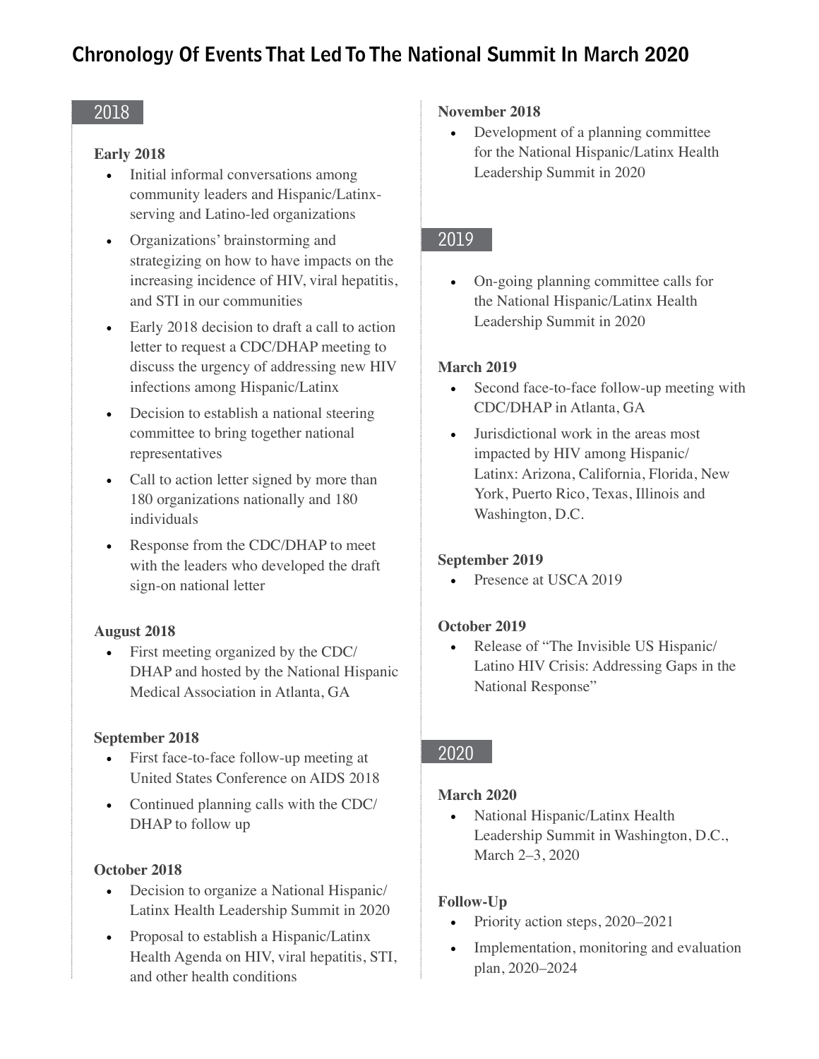## Chronology Of Events That Led To The National Summit In March 2020

### 2018

**Early 2018**

- Initial informal conversations among community leaders and Hispanic/Latinx-serving and Latino-led organizations
- Organizations' brainstorming and strategizing on how to have impacts on the increasing incidence of HIV, viral hepatitis, and STI in our communities
- Early 2018 decision to draft a call to action letter to request a CDC/DHAP meeting to discuss the urgency of addressing new HIV infections among Hispanic/Latinx
- Decision to establish a national steering committee to bring together national representatives
- Call to action letter signed by more than 180 organizations nationally and 180 individuals
- Response from the CDC/DHAP to meet with the leaders who developed the draft sign-on national letter

**August 2018**

- First meeting organized by the CDC/DHAP and hosted by the National Hispanic Medical Association in Atlanta, GA

**September 2018**

- First face-to-face follow-up meeting at United States Conference on AIDS 2018
- Continued planning calls with the CDC/DHAP to follow up

**October 2018**

- Decision to organize a National Hispanic/Latinx Health Leadership Summit in 2020
- Proposal to establish a Hispanic/Latinx Health Agenda on HIV, viral hepatitis, STI, and other health conditions

**November 2018**

- Development of a planning committee for the National Hispanic/Latinx Health Leadership Summit in 2020

### 2019

- On-going planning committee calls for the National Hispanic/Latinx Health Leadership Summit in 2020

**March 2019**

- Second face-to-face follow-up meeting with CDC/DHAP in Atlanta, GA
- Jurisdictional work in the areas most impacted by HIV among Hispanic/Latinx: Arizona, California, Florida, New York, Puerto Rico, Texas, Illinois and Washington, D.C.

**September 2019**

- Presence at USCA 2019

**October 2019**

- Release of "The Invisible US Hispanic/Latino HIV Crisis: Addressing Gaps in the National Response"

### 2020

**March 2020**

- National Hispanic/Latinx Health Leadership Summit in Washington, D.C., March 2–3, 2020

**Follow-Up**

- Priority action steps, 2020–2021
- Implementation, monitoring and evaluation plan, 2020–2024